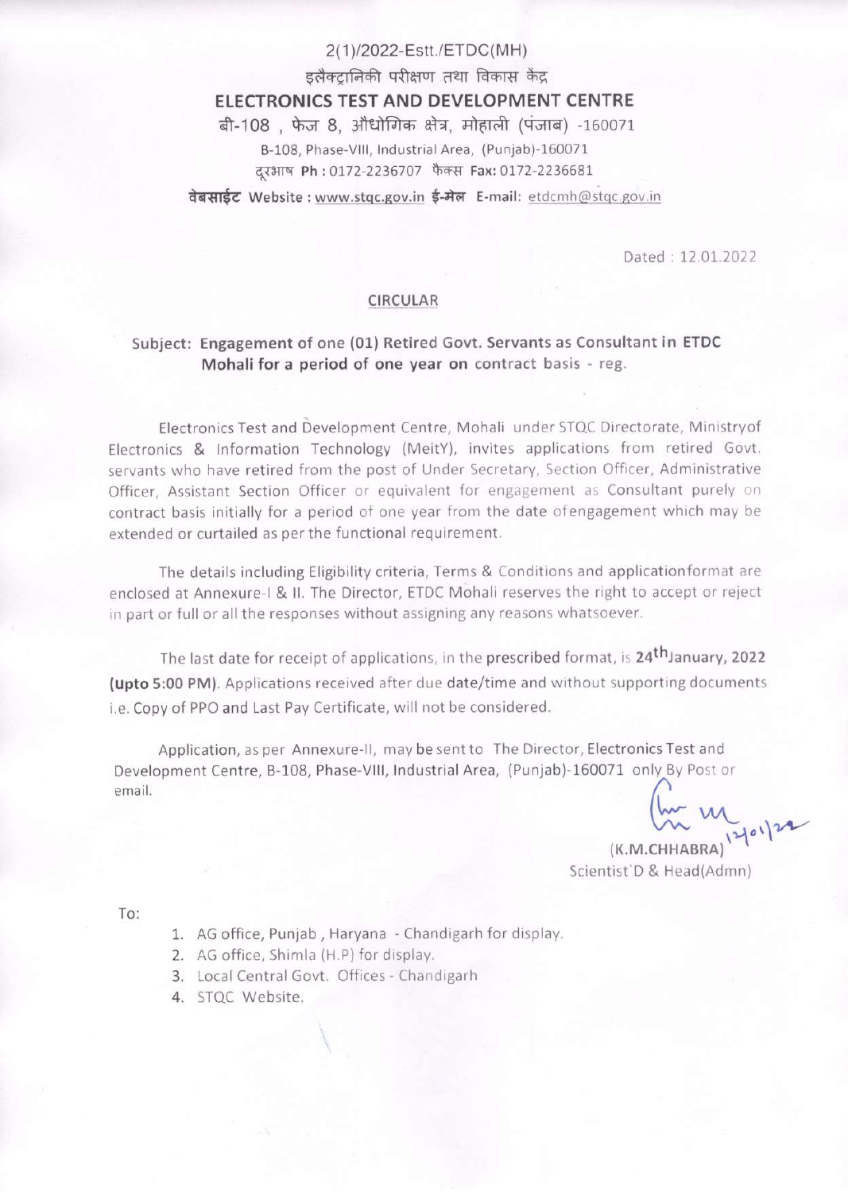2(1)/2022-Estt./ETDC(MH)

इलैक्ट्रानिकी परीक्षण तथा विकास केंद्र

**ELECTRONICS TEST AND DEVELOPMENT CENTRE**

बी-108 , फेज 8, औद्योगिक क्षेत्र, मोहाली (पंजाब) -160071

B-108, Phase-VIII, Industrial Area, (Punjab)-160071

दूरभाष **Ph :** 0172-2236707 फैक्स **Fax:** 0172-2236681

**वेबसाईट** Website : www.stqc.gov.in **ई-मेल** E-mail: etdcmh@stqc.gov.in

Dated : 12.01.2022

**CIRCULAR**

Subject: **Engagement of one (01) Retired Govt. Servants as Consultant in ETDC Mohali for a period of one year on** contract basis - reg.

Electronics Test and Development Centre, Mohali under STQC Directorate, Ministryof Electronics & Information Technology (MeitY), invites applications from retired Govt. servants who have retired from the post of Under Secretary, Section Officer, Administrative Officer, Assistant Section Officer or equivalent for engagement as Consultant purely on contract basis initially for a period of one year from the date ofengagement which may be extended or curtailed as per the functional requirement.

The details including Eligibility criteria, Terms & Conditions and applicationformat are enclosed at Annexure-I & II. The Director, ETDC Mohali reserves the right to accept or reject in part or full or all the responses without assigning any reasons whatsoever.

The last date for receipt of applications, in the prescribed format, is **24th January, 2022 (upto 5:00 PM)**. Applications received after due date/time and without supporting documents i.e. Copy of PPO and Last Pay Certificate, will not be considered.

Application, as per Annexure-II, may be sent to The Director, Electronics Test and Development Centre, B-108, Phase-VIII, Industrial Area, (Punjab)-160071 only By Post or email.

12/01/22

(K.M.CHHABRA)

Scientist'D & Head(Admn)

To:

1. AG office, Punjab , Haryana - Chandigarh for display.
2. AG office, Shimla (H.P) for display.
3. Local Central Govt. Offices - Chandigarh
4. STQC Website.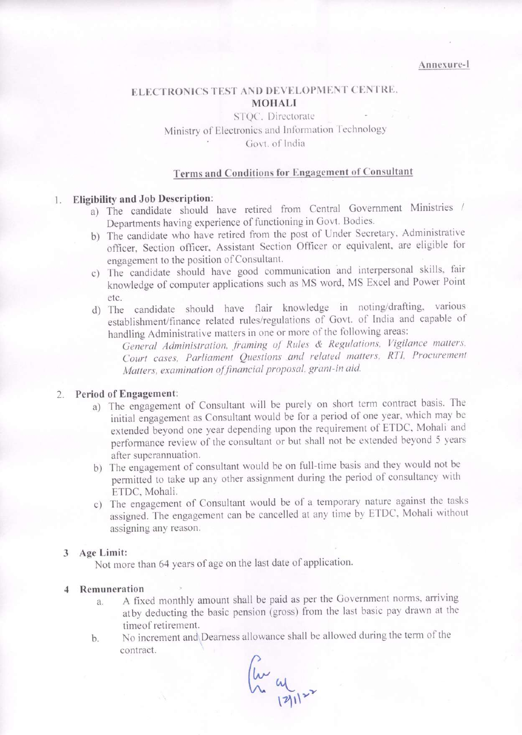Annexure-I

## ELECTRONICS TEST AND DEVELOPMENT CENTRE, MOHALI

STQC, Directorate

Ministry of Electronics and Information Technology

Govt. of India

### Terms and Conditions for Engagement of Consultant

1. **Eligibility and Job Description:**
   a) The candidate should have retired from Central Government Ministries / Departments having experience of functioning in Govt. Bodies.
   b) The candidate who have retired from the post of Under Secretary, Administrative officer, Section officer, Assistant Section Officer or equivalent, are eligible for engagement to the position of Consultant.
   c) The candidate should have good communication and interpersonal skills, fair knowledge of computer applications such as MS word, MS Excel and Power Point etc.
   d) The candidate should have flair knowledge in noting/drafting, various establishment/finance related rules/regulations of Govt. of India and capable of handling Administrative matters in one or more of the following areas:
      *General Administration, framing of Rules & Regulations, Vigilance matters, Court cases, Parliament Questions and related matters, RTI, Procurement Matters, examination of financial proposal, grant-in aid.*

2. **Period of Engagement:**
   a) The engagement of Consultant will be purely on short term contract basis. The initial engagement as Consultant would be for a period of one year, which may be extended beyond one year depending upon the requirement of ETDC, Mohali and performance review of the consultant or but shall not be extended beyond 5 years after superannuation.
   b) The engagement of consultant would be on full-time basis and they would not be permitted to take up any other assignment during the period of consultancy with ETDC, Mohali.
   c) The engagement of Consultant would be of a temporary nature against the tasks assigned. The engagement can be cancelled at any time by ETDC, Mohali without assigning any reason.

3. **Age Limit:**
   Not more than 64 years of age on the last date of application.

4. **Remuneration**
   a. A fixed monthly amount shall be paid as per the Government norms, arriving atby deducting the basic pension (gross) from the last basic pay drawn at the timeof retirement.
   b. No increment and Dearness allowance shall be allowed during the term of the contract.

12/1/22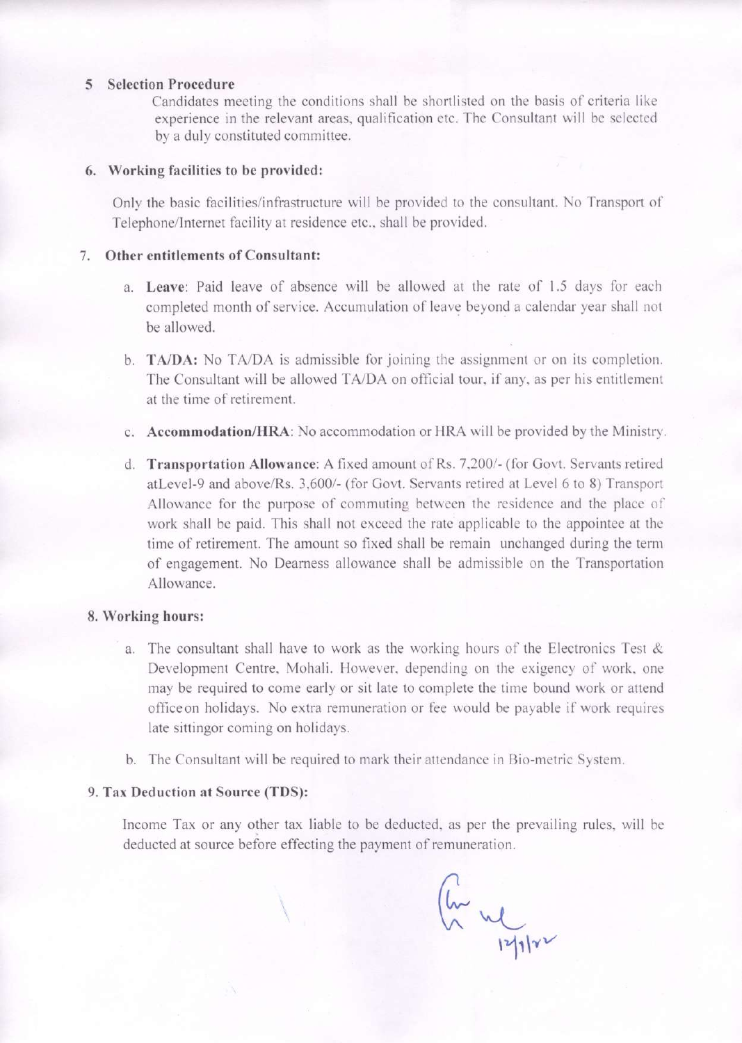**5 Selection Procedure**

Candidates meeting the conditions shall be shortlisted on the basis of criteria like experience in the relevant areas, qualification etc. The Consultant will be selected by a duly constituted committee.

**6. Working facilities to be provided:**

Only the basic facilities/infrastructure will be provided to the consultant. No Transport of Telephone/Internet facility at residence etc., shall be provided.

**7. Other entitlements of Consultant:**

a. **Leave**: Paid leave of absence will be allowed at the rate of 1.5 days for each completed month of service. Accumulation of leave beyond a calendar year shall not be allowed.

b. **TA/DA:** No TA/DA is admissible for joining the assignment or on its completion. The Consultant will be allowed TA/DA on official tour, if any, as per his entitlement at the time of retirement.

c. **Accommodation/HRA**: No accommodation or HRA will be provided by the Ministry.

d. **Transportation Allowance**: A fixed amount of Rs. 7,200/- (for Govt. Servants retired atLevel-9 and above/Rs. 3,600/- (for Govt. Servants retired at Level 6 to 8) Transport Allowance for the purpose of commuting between the residence and the place of work shall be paid. This shall not exceed the rate applicable to the appointee at the time of retirement. The amount so fixed shall be remain unchanged during the term of engagement. No Dearness allowance shall be admissible on the Transportation Allowance.

**8. Working hours:**

a. The consultant shall have to work as the working hours of the Electronics Test & Development Centre, Mohali. However, depending on the exigency of work, one may be required to come early or sit late to complete the time bound work or attend officeon holidays. No extra remuneration or fee would be payable if work requires late sittingor coming on holidays.

b. The Consultant will be required to mark their attendance in Bio-metric System.

**9. Tax Deduction at Source (TDS):**

Income Tax or any other tax liable to be deducted, as per the prevailing rules, will be deducted at source before effecting the payment of remuneration.

12/1/22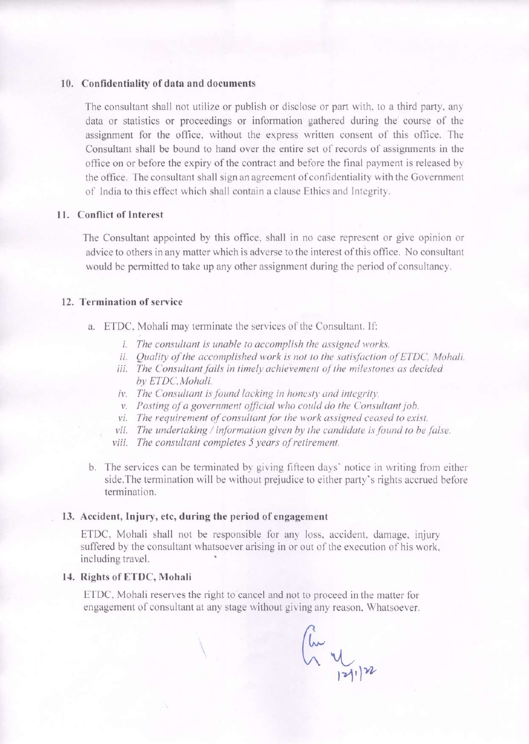## 10. Confidentiality of data and documents

The consultant shall not utilize or publish or disclose or part with, to a third party, any data or statistics or proceedings or information gathered during the course of the assignment for the office, without the express written consent of this office. The Consultant shall be bound to hand over the entire set of records of assignments in the office on or before the expiry of the contract and before the final payment is released by the office. The consultant shall sign an agreement of confidentiality with the Government of India to this effect which shall contain a clause Ethics and Integrity.

## 11. Conflict of Interest

The Consultant appointed by this office, shall in no case represent or give opinion or advice to others in any matter which is adverse to the interest of this office. No consultant would be permitted to take up any other assignment during the period of consultancy.

## 12. Termination of service

a. ETDC, Mohali may terminate the services of the Consultant. If:

   i. *The consultant is unable to accomplish the assigned works.*
   ii. *Quality of the accomplished work is not to the satisfaction of ETDC, Mohali.*
   iii. *The Consultant fails in timely achievement of the milestones as decided by ETDC, Mohali.*
   iv. *The Consultant is found lacking in honesty and integrity.*
   v. *Posting of a government official who could do the Consultant job.*
   vi. *The requirement of consultant for the work assigned ceased to exist.*
   vii. *The undertaking / information given by the candidate is found to be false.*
   viii. *The consultant completes 5 years of retirement.*

b. The services can be terminated by giving fifteen days' notice in writing from either side.The termination will be without prejudice to either party's rights accrued before termination.

## 13. Accident, Injury, etc, during the period of engagement

ETDC, Mohali shall not be responsible for any loss, accident, damage, injury suffered by the consultant whatsoever arising in or out of the execution of his work, including travel.

## 14. Rights of ETDC, Mohali

ETDC, Mohali reserves the right to cancel and not to proceed in the matter for engagement of consultant at any stage without giving any reason, Whatsoever.

12/1/22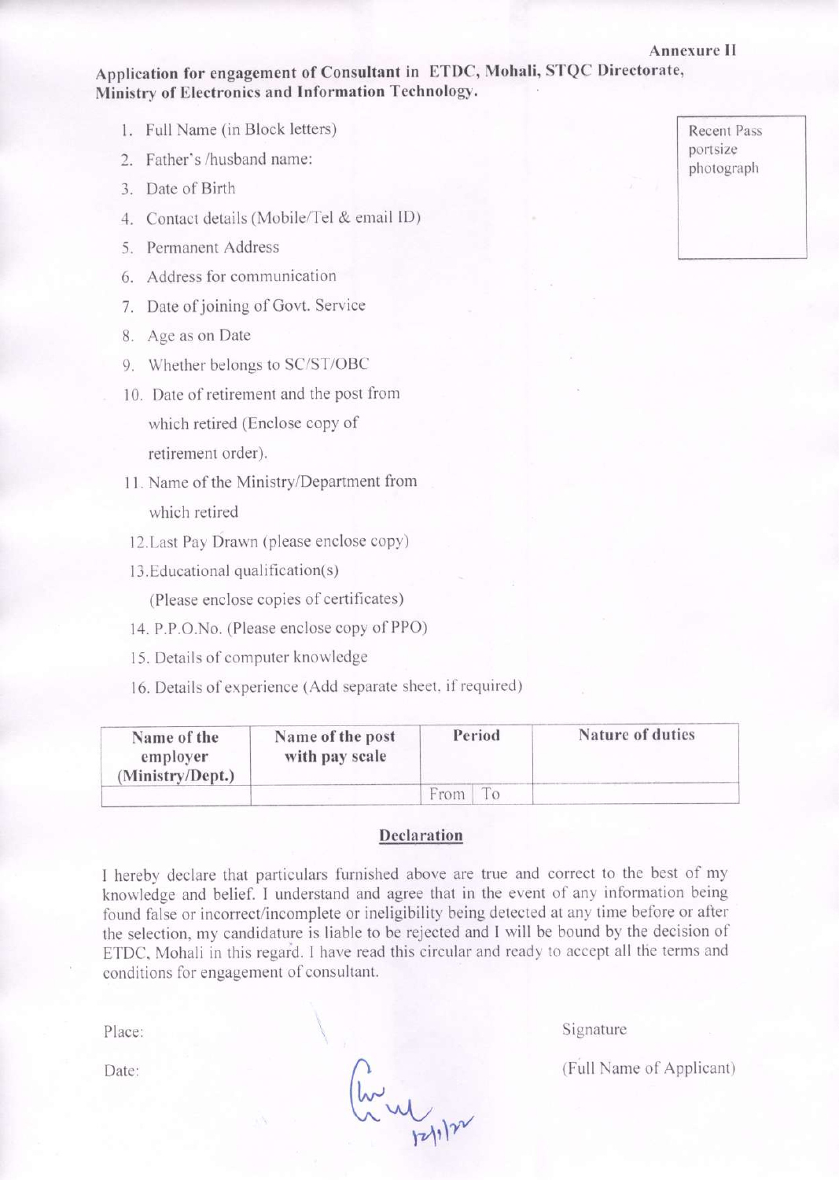Annexure II

**Application for engagement of Consultant in ETDC, Mohali, STQC Directorate, Ministry of Electronics and Information Technology.**

Recent Pass portsize photograph

1. Full Name (in Block letters)
2. Father's /husband name:
3. Date of Birth
4. Contact details (Mobile/Tel & email ID)
5. Permanent Address
6. Address for communication
7. Date of joining of Govt. Service
8. Age as on Date
9. Whether belongs to SC/ST/OBC
10. Date of retirement and the post from which retired (Enclose copy of retirement order).
11. Name of the Ministry/Department from which retired
12. Last Pay Drawn (please enclose copy)
13. Educational qualification(s) (Please enclose copies of certificates)
14. P.P.O.No. (Please enclose copy of PPO)
15. Details of computer knowledge
16. Details of experience (Add separate sheet, if required)

| Name of the employer (Ministry/Dept.) | Name of the post with pay scale | Period | | Nature of duties |
|---|---|---|---|---|
| | | From | To | |

## Declaration

I hereby declare that particulars furnished above are true and correct to the best of my knowledge and belief. I understand and agree that in the event of any information being found false or incorrect/incomplete or ineligibility being detected at any time before or after the selection, my candidature is liable to be rejected and I will be bound by the decision of ETDC, Mohali in this regard. I have read this circular and ready to accept all the terms and conditions for engagement of consultant.

Place:

Date:

Signature

(Full Name of Applicant)

12/1/22